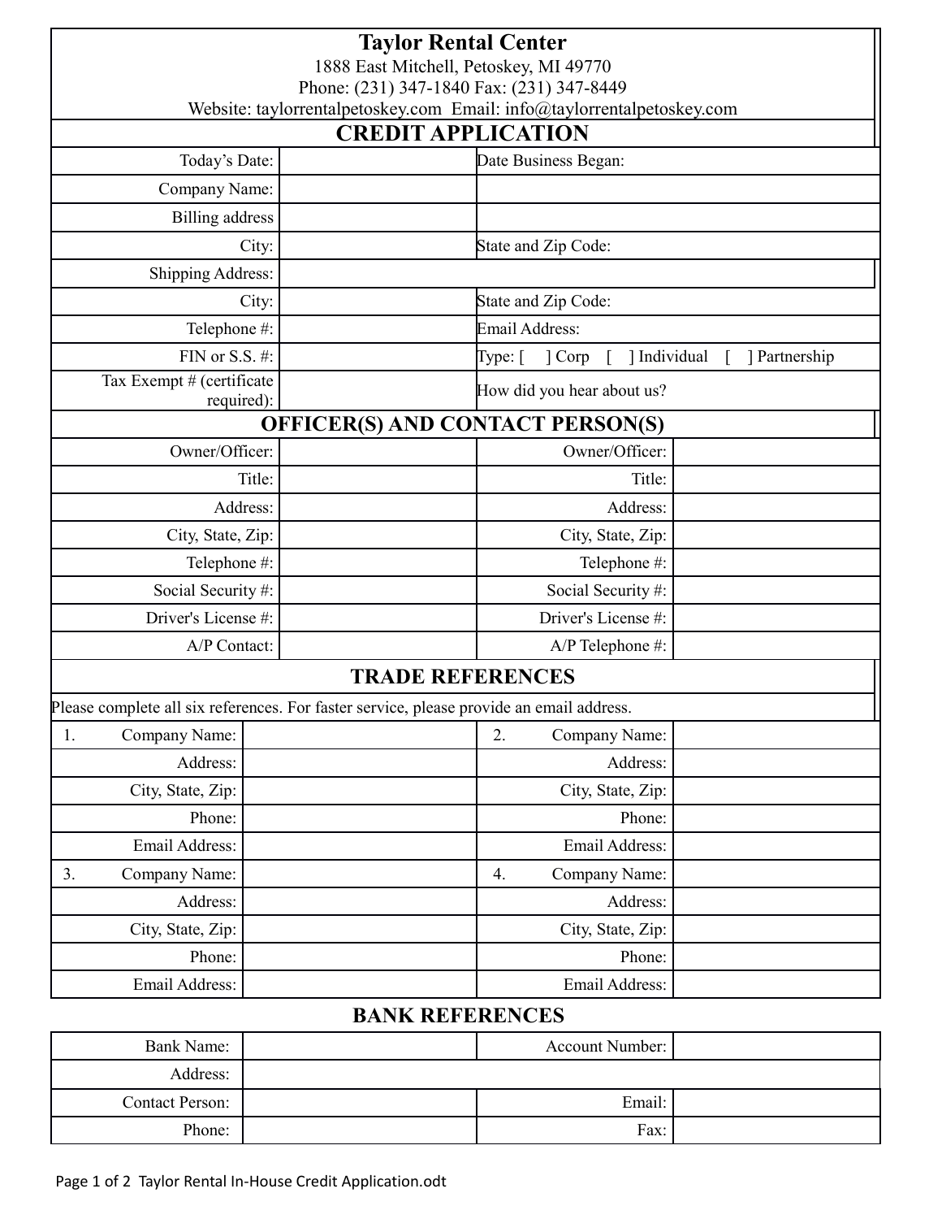# Taylor Rental Center

1888 East Mitchell, Petoskey, MI 49770
Phone: (231) 347-1840 Fax: (231) 347-8449
Website: taylorrentalpetoskey.com Email: info@taylorrentalpetoskey.com

## CREDIT APPLICATION

| | | |
|---|---|---|
| Today's Date: | | Date Business Began: |
| Company Name: | | |
| Billing address | | |
| City: | | State and Zip Code: |
| Shipping Address: | | |
| City: | | State and Zip Code: |
| Telephone #: | | Email Address: |
| FIN or S.S. #: | | Type: [ ] Corp [ ] Individual [ ] Partnership |
| Tax Exempt # (certificate required): | | How did you hear about us? |

## OFFICER(S) AND CONTACT PERSON(S)

| | | | |
|---|---|---|---|
| Owner/Officer: | | Owner/Officer: | |
| Title: | | Title: | |
| Address: | | Address: | |
| City, State, Zip: | | City, State, Zip: | |
| Telephone #: | | Telephone #: | |
| Social Security #: | | Social Security #: | |
| Driver's License #: | | Driver's License #: | |
| A/P Contact: | | A/P Telephone #: | |

## TRADE REFERENCES

Please complete all six references. For faster service, please provide an email address.

| | | | |
|---|---|---|---|
| 1. Company Name: | | 2. Company Name: | |
| Address: | | Address: | |
| City, State, Zip: | | City, State, Zip: | |
| Phone: | | Phone: | |
| Email Address: | | Email Address: | |
| 3. Company Name: | | 4. Company Name: | |
| Address: | | Address: | |
| City, State, Zip: | | City, State, Zip: | |
| Phone: | | Phone: | |
| Email Address: | | Email Address: | |

## BANK REFERENCES

| | | | |
|---|---|---|---|
| Bank Name: | | Account Number: | |
| Address: | | | |
| Contact Person: | | Email: | |
| Phone: | | Fax: | |

Taylor Rental In-House Credit Application.odt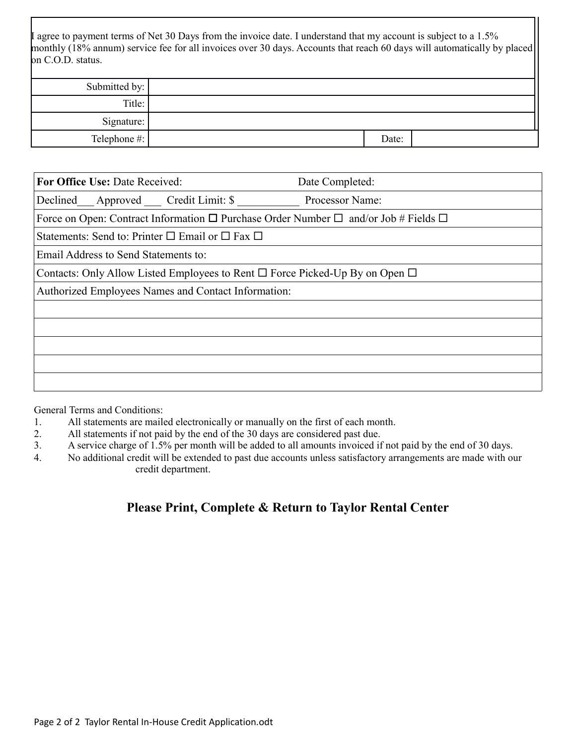I agree to payment terms of Net 30 Days from the invoice date. I understand that my account is subject to a 1.5% monthly (18% annum) service fee for all invoices over 30 days. Accounts that reach 60 days will automatically by placed on C.O.D. status.

| | | | |
|---|---|---|---|
| Submitted by: | | | |
| Title: | | | |
| Signature: | | | |
| Telephone #: | | Date: | |

| |
|---|
| **For Office Use:** Date Received: Date Completed: |
| Declined___ Approved ___ Credit Limit: $ ___________ Processor Name: |
| Force on Open: Contract Information ☐ Purchase Order Number ☐ and/or Job # Fields ☐ |
| Statements: Send to: Printer ☐ Email or ☐ Fax ☐ |
| Email Address to Send Statements to: |
| Contacts: Only Allow Listed Employees to Rent ☐ Force Picked-Up By on Open ☐ |
| Authorized Employees Names and Contact Information: |
| |
| |
| |
| |
| |

General Terms and Conditions:

1. All statements are mailed electronically or manually on the first of each month.
2. All statements if not paid by the end of the 30 days are considered past due.
3. A service charge of 1.5% per month will be added to all amounts invoiced if not paid by the end of 30 days.
4. No additional credit will be extended to past due accounts unless satisfactory arrangements are made with our credit department.

## Please Print, Complete & Return to Taylor Rental Center